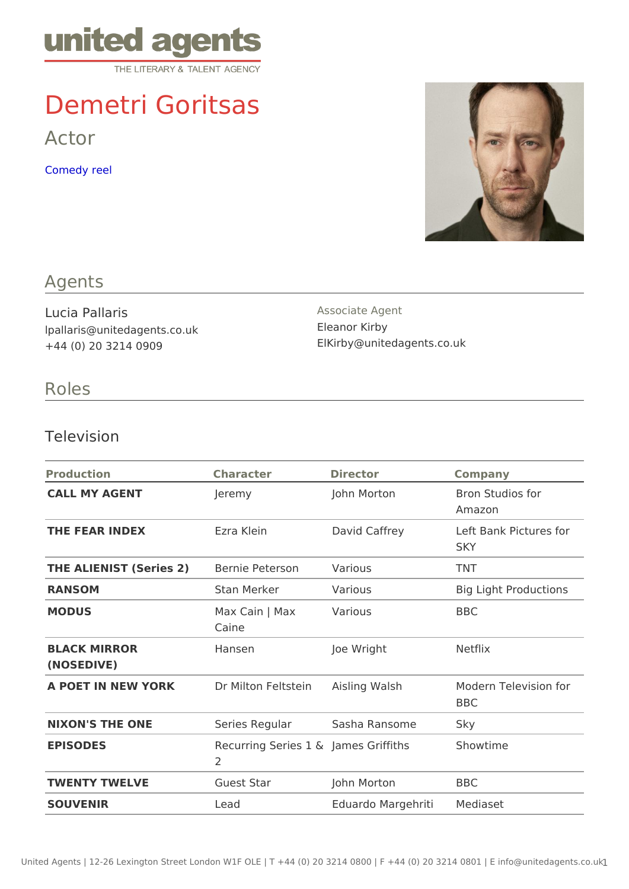united agents
THE LITERARY & TALENT AGENCY

# Demetri Goritsas

## Actor

Comedy reel

## Agents

Lucia Pallaris
lpallaris@unitedagents.co.uk
+44 (0) 20 3214 0909

Associate Agent
Eleanor Kirby
ElKirby@unitedagents.co.uk

## Roles

### Television

| Production | Character | Director | Company |
|---|---|---|---|
| **CALL MY AGENT** | Jeremy | John Morton | Bron Studios for Amazon |
| **THE FEAR INDEX** | Ezra Klein | David Caffrey | Left Bank Pictures for SKY |
| **THE ALIENIST (Series 2)** | Bernie Peterson | Various | TNT |
| **RANSOM** | Stan Merker | Various | Big Light Productions |
| **MODUS** | Max Cain \| Max Caine | Various | BBC |
| **BLACK MIRROR (NOSEDIVE)** | Hansen | Joe Wright | Netflix |
| **A POET IN NEW YORK** | Dr Milton Feltstein | Aisling Walsh | Modern Television for BBC |
| **NIXON'S THE ONE** | Series Regular | Sasha Ransome | Sky |
| **EPISODES** | Recurring Series 1 & 2 | James Griffiths | Showtime |
| **TWENTY TWELVE** | Guest Star | John Morton | BBC |
| **SOUVENIR** | Lead | Eduardo Margehriti | Mediaset |

United Agents | 12-26 Lexington Street London W1F OLE | T +44 (0) 20 3214 0800 | F +44 (0) 20 3214 0801 | E info@unitedagents.co.uk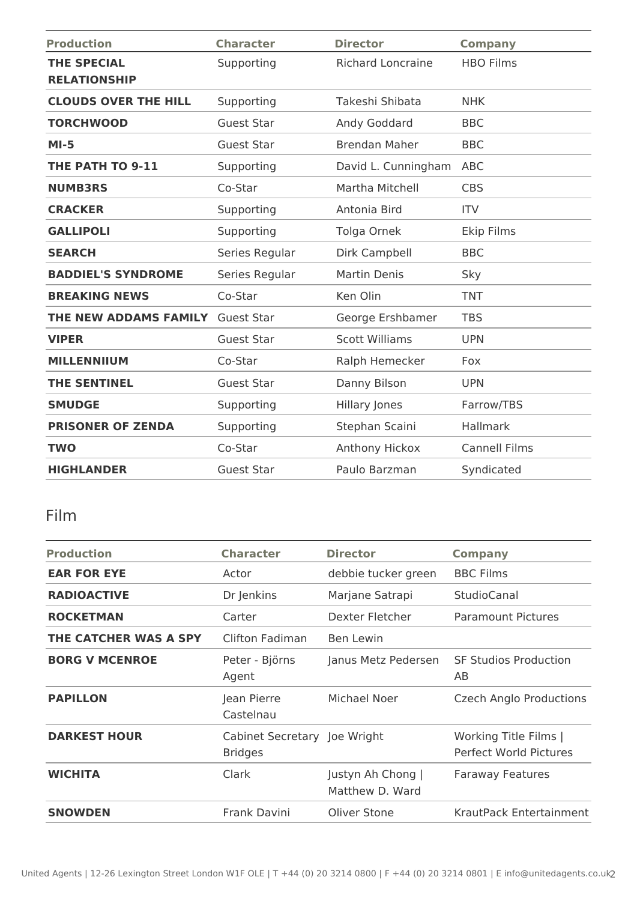| Production | Character | Director | Company |
|---|---|---|---|
| **THE SPECIAL RELATIONSHIP** | Supporting | Richard Loncraine | HBO Films |
| **CLOUDS OVER THE HILL** | Supporting | Takeshi Shibata | NHK |
| **TORCHWOOD** | Guest Star | Andy Goddard | BBC |
| **MI-5** | Guest Star | Brendan Maher | BBC |
| **THE PATH TO 9-11** | Supporting | David L. Cunningham | ABC |
| **NUMB3RS** | Co-Star | Martha Mitchell | CBS |
| **CRACKER** | Supporting | Antonia Bird | ITV |
| **GALLIPOLI** | Supporting | Tolga Ornek | Ekip Films |
| **SEARCH** | Series Regular | Dirk Campbell | BBC |
| **BADDIEL'S SYNDROME** | Series Regular | Martin Denis | Sky |
| **BREAKING NEWS** | Co-Star | Ken Olin | TNT |
| **THE NEW ADDAMS FAMILY** | Guest Star | George Ershbamer | TBS |
| **VIPER** | Guest Star | Scott Williams | UPN |
| **MILLENNIIUM** | Co-Star | Ralph Hemecker | Fox |
| **THE SENTINEL** | Guest Star | Danny Bilson | UPN |
| **SMUDGE** | Supporting | Hillary Jones | Farrow/TBS |
| **PRISONER OF ZENDA** | Supporting | Stephan Scaini | Hallmark |
| **TWO** | Co-Star | Anthony Hickox | Cannell Films |
| **HIGHLANDER** | Guest Star | Paulo Barzman | Syndicated |

## Film

| Production | Character | Director | Company |
|---|---|---|---|
| **EAR FOR EYE** | Actor | debbie tucker green | BBC Films |
| **RADIOACTIVE** | Dr Jenkins | Marjane Satrapi | StudioCanal |
| **ROCKETMAN** | Carter | Dexter Fletcher | Paramount Pictures |
| **THE CATCHER WAS A SPY** | Clifton Fadiman | Ben Lewin | |
| **BORG V MCENROE** | Peter - Björns Agent | Janus Metz Pedersen | SF Studios Production AB |
| **PAPILLON** | Jean Pierre Castelnau | Michael Noer | Czech Anglo Productions |
| **DARKEST HOUR** | Cabinet Secretary Bridges | Joe Wright | Working Title Films \| Perfect World Pictures |
| **WICHITA** | Clark | Justyn Ah Chong \| Matthew D. Ward | Faraway Features |
| **SNOWDEN** | Frank Davini | Oliver Stone | KrautPack Entertainment |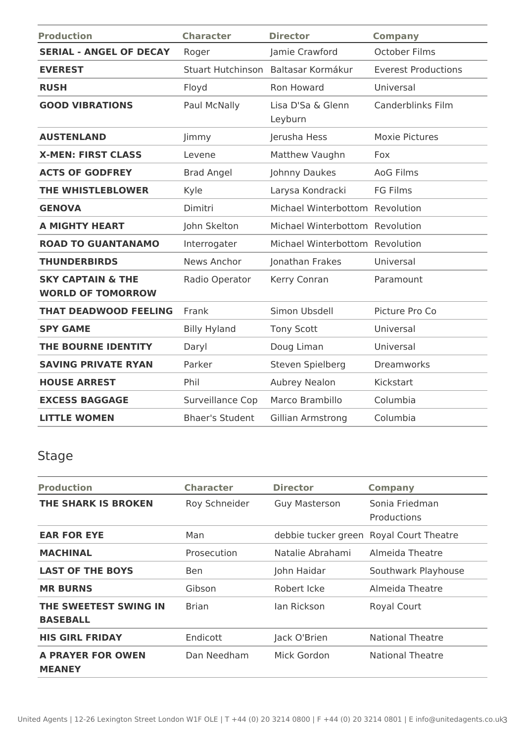| Production | Character | Director | Company |
| --- | --- | --- | --- |
| **SERIAL - ANGEL OF DECAY** | Roger | Jamie Crawford | October Films |
| **EVEREST** | Stuart Hutchinson | Baltasar Kormákur | Everest Productions |
| **RUSH** | Floyd | Ron Howard | Universal |
| **GOOD VIBRATIONS** | Paul McNally | Lisa D'Sa & Glenn Leyburn | Canderblinks Film |
| **AUSTENLAND** | Jimmy | Jerusha Hess | Moxie Pictures |
| **X-MEN: FIRST CLASS** | Levene | Matthew Vaughn | Fox |
| **ACTS OF GODFREY** | Brad Angel | Johnny Daukes | AoG Films |
| **THE WHISTLEBLOWER** | Kyle | Larysa Kondracki | FG Films |
| **GENOVA** | Dimitri | Michael Winterbottom | Revolution |
| **A MIGHTY HEART** | John Skelton | Michael Winterbottom | Revolution |
| **ROAD TO GUANTANAMO** | Interrogater | Michael Winterbottom | Revolution |
| **THUNDERBIRDS** | News Anchor | Jonathan Frakes | Universal |
| **SKY CAPTAIN & THE WORLD OF TOMORROW** | Radio Operator | Kerry Conran | Paramount |
| **THAT DEADWOOD FEELING** | Frank | Simon Ubsdell | Picture Pro Co |
| **SPY GAME** | Billy Hyland | Tony Scott | Universal |
| **THE BOURNE IDENTITY** | Daryl | Doug Liman | Universal |
| **SAVING PRIVATE RYAN** | Parker | Steven Spielberg | Dreamworks |
| **HOUSE ARREST** | Phil | Aubrey Nealon | Kickstart |
| **EXCESS BAGGAGE** | Surveillance Cop | Marco Brambillo | Columbia |
| **LITTLE WOMEN** | Bhaer's Student | Gillian Armstrong | Columbia |

## Stage

| Production | Character | Director | Company |
| --- | --- | --- | --- |
| **THE SHARK IS BROKEN** | Roy Schneider | Guy Masterson | Sonia Friedman Productions |
| **EAR FOR EYE** | Man | debbie tucker green | Royal Court Theatre |
| **MACHINAL** | Prosecution | Natalie Abrahami | Almeida Theatre |
| **LAST OF THE BOYS** | Ben | John Haidar | Southwark Playhouse |
| **MR BURNS** | Gibson | Robert Icke | Almeida Theatre |
| **THE SWEETEST SWING IN BASEBALL** | Brian | Ian Rickson | Royal Court |
| **HIS GIRL FRIDAY** | Endicott | Jack O'Brien | National Theatre |
| **A PRAYER FOR OWEN MEANEY** | Dan Needham | Mick Gordon | National Theatre |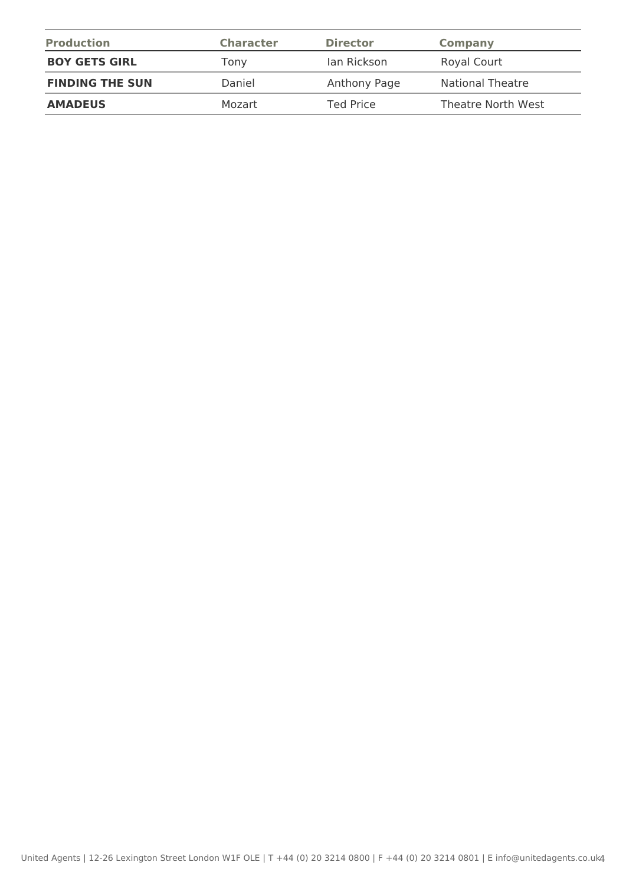| Production | Character | Director | Company |
| --- | --- | --- | --- |
| **BOY GETS GIRL** | Tony | Ian Rickson | Royal Court |
| **FINDING THE SUN** | Daniel | Anthony Page | National Theatre |
| **AMADEUS** | Mozart | Ted Price | Theatre North West |